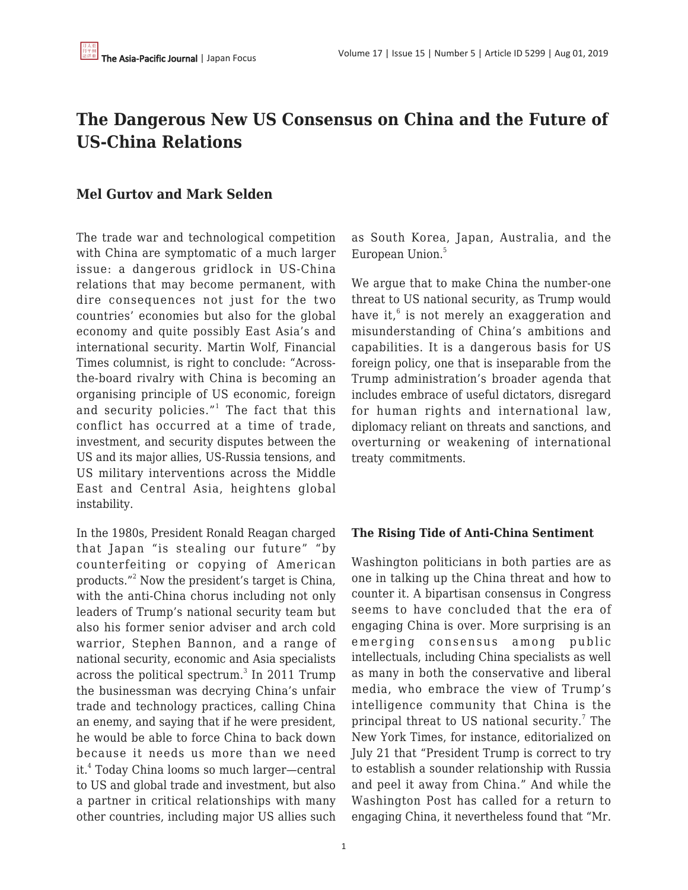# The Dangerous New US Consensus on China and the Future of US-China Relations

## Mel Gurtov and Mark Selden

The trade war and technological competition with China are symptomatic of a much larger issue: a dangerous gridlock in US-China relations that may become permanent, with dire consequences not just for the two countries' economies but also for the global economy and quite possibly East Asia's and international security. Martin Wolf, Financial Times columnist, is right to conclude: "Across-the-board rivalry with China is becoming an organising principle of US economic, foreign and security policies."[1] The fact that this conflict has occurred at a time of trade, investment, and security disputes between the US and its major allies, US-Russia tensions, and US military interventions across the Middle East and Central Asia, heightens global instability.

In the 1980s, President Ronald Reagan charged that Japan "is stealing our future" "by counterfeiting or copying of American products."[2] Now the president's target is China, with the anti-China chorus including not only leaders of Trump's national security team but also his former senior adviser and arch cold warrior, Stephen Bannon, and a range of national security, economic and Asia specialists across the political spectrum.[3] In 2011 Trump the businessman was decrying China's unfair trade and technology practices, calling China an enemy, and saying that if he were president, he would be able to force China to back down because it needs us more than we need it.[4] Today China looms so much larger—central to US and global trade and investment, but also a partner in critical relationships with many other countries, including major US allies such as South Korea, Japan, Australia, and the European Union.[5]

We argue that to make China the number-one threat to US national security, as Trump would have it,[6] is not merely an exaggeration and misunderstanding of China's ambitions and capabilities. It is a dangerous basis for US foreign policy, one that is inseparable from the Trump administration's broader agenda that includes embrace of useful dictators, disregard for human rights and international law, diplomacy reliant on threats and sanctions, and overturning or weakening of international treaty commitments.

### The Rising Tide of Anti-China Sentiment

Washington politicians in both parties are as one in talking up the China threat and how to counter it. A bipartisan consensus in Congress seems to have concluded that the era of engaging China is over. More surprising is an emerging consensus among public intellectuals, including China specialists as well as many in both the conservative and liberal media, who embrace the view of Trump's intelligence community that China is the principal threat to US national security.[7] The New York Times, for instance, editorialized on July 21 that "President Trump is correct to try to establish a sounder relationship with Russia and peel it away from China." And while the Washington Post has called for a return to engaging China, it nevertheless found that "Mr.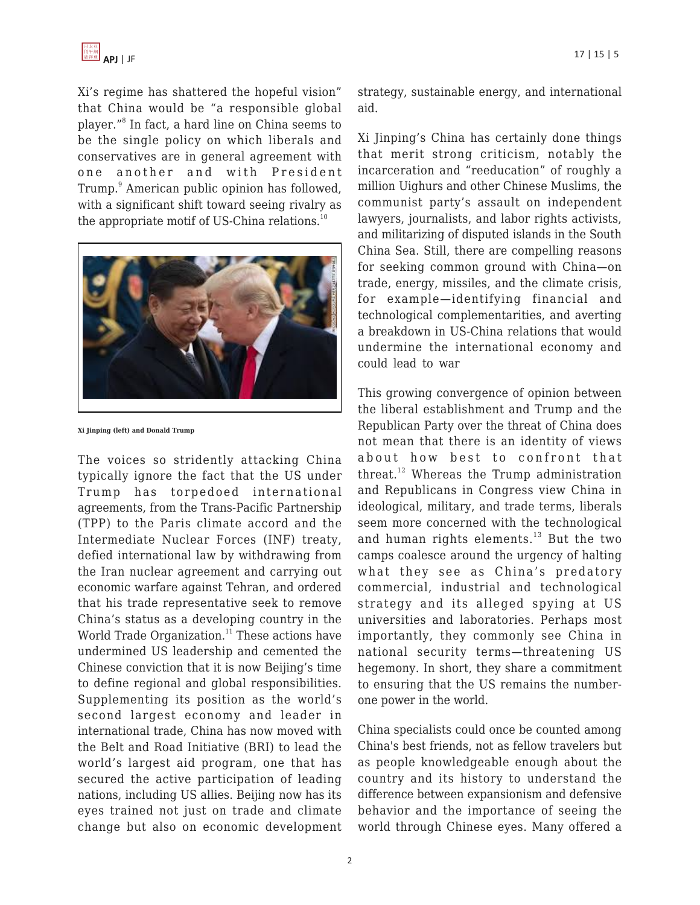Xi's regime has shattered the hopeful vision" that China would be "a responsible global player."[8] In fact, a hard line on China seems to be the single policy on which liberals and conservatives are in general agreement with one another and with President Trump.[9] American public opinion has followed, with a significant shift toward seeing rivalry as the appropriate motif of US-China relations.[10]

Xi Jinping (left) and Donald Trump

The voices so stridently attacking China typically ignore the fact that the US under Trump has torpedoed international agreements, from the Trans-Pacific Partnership (TPP) to the Paris climate accord and the Intermediate Nuclear Forces (INF) treaty, defied international law by withdrawing from the Iran nuclear agreement and carrying out economic warfare against Tehran, and ordered that his trade representative seek to remove China's status as a developing country in the World Trade Organization.[11] These actions have undermined US leadership and cemented the Chinese conviction that it is now Beijing's time to define regional and global responsibilities. Supplementing its position as the world's second largest economy and leader in international trade, China has now moved with the Belt and Road Initiative (BRI) to lead the world's largest aid program, one that has secured the active participation of leading nations, including US allies. Beijing now has its eyes trained not just on trade and climate change but also on economic development strategy, sustainable energy, and international aid.

Xi Jinping's China has certainly done things that merit strong criticism, notably the incarceration and "reeducation" of roughly a million Uighurs and other Chinese Muslims, the communist party's assault on independent lawyers, journalists, and labor rights activists, and militarizing of disputed islands in the South China Sea. Still, there are compelling reasons for seeking common ground with China—on trade, energy, missiles, and the climate crisis, for example—identifying financial and technological complementarities, and averting a breakdown in US-China relations that would undermine the international economy and could lead to war

This growing convergence of opinion between the liberal establishment and Trump and the Republican Party over the threat of China does not mean that there is an identity of views about how best to confront that threat.[12] Whereas the Trump administration and Republicans in Congress view China in ideological, military, and trade terms, liberals seem more concerned with the technological and human rights elements.[13] But the two camps coalesce around the urgency of halting what they see as China's predatory commercial, industrial and technological strategy and its alleged spying at US universities and laboratories. Perhaps most importantly, they commonly see China in national security terms—threatening US hegemony. In short, they share a commitment to ensuring that the US remains the number-one power in the world.

China specialists could once be counted among China's best friends, not as fellow travelers but as people knowledgeable enough about the country and its history to understand the difference between expansionism and defensive behavior and the importance of seeing the world through Chinese eyes. Many offered a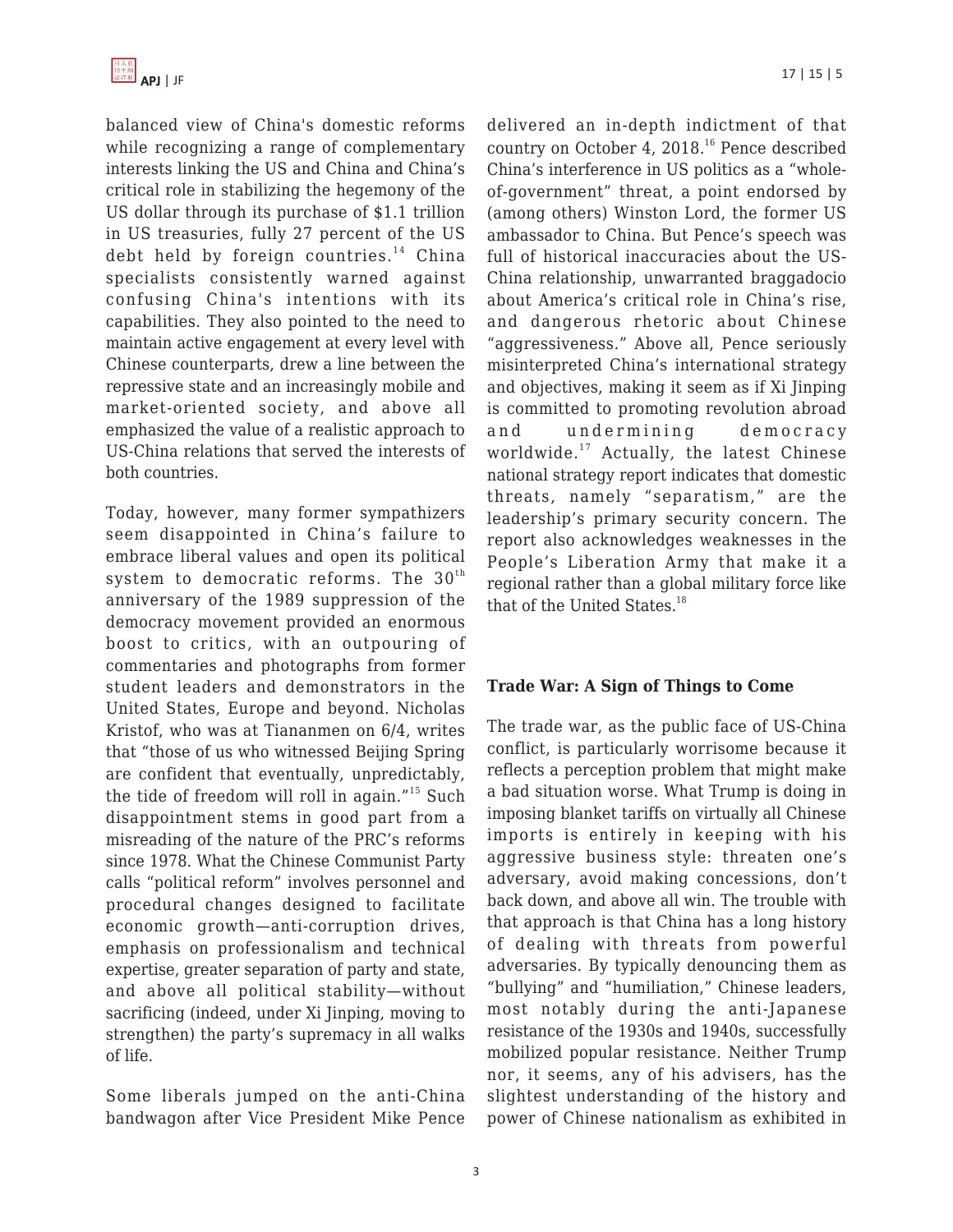balanced view of China's domestic reforms while recognizing a range of complementary interests linking the US and China and China's critical role in stabilizing the hegemony of the US dollar through its purchase of $1.1 trillion in US treasuries, fully 27 percent of the US debt held by foreign countries.[14] China specialists consistently warned against confusing China's intentions with its capabilities. They also pointed to the need to maintain active engagement at every level with Chinese counterparts, drew a line between the repressive state and an increasingly mobile and market-oriented society, and above all emphasized the value of a realistic approach to US-China relations that served the interests of both countries.

Today, however, many former sympathizers seem disappointed in China's failure to embrace liberal values and open its political system to democratic reforms. The 30th anniversary of the 1989 suppression of the democracy movement provided an enormous boost to critics, with an outpouring of commentaries and photographs from former student leaders and demonstrators in the United States, Europe and beyond. Nicholas Kristof, who was at Tiananmen on 6/4, writes that "those of us who witnessed Beijing Spring are confident that eventually, unpredictably, the tide of freedom will roll in again."[15] Such disappointment stems in good part from a misreading of the nature of the PRC's reforms since 1978. What the Chinese Communist Party calls "political reform" involves personnel and procedural changes designed to facilitate economic growth—anti-corruption drives, emphasis on professionalism and technical expertise, greater separation of party and state, and above all political stability—without sacrificing (indeed, under Xi Jinping, moving to strengthen) the party's supremacy in all walks of life.

Some liberals jumped on the anti-China bandwagon after Vice President Mike Pence delivered an in-depth indictment of that country on October 4, 2018.[16] Pence described China's interference in US politics as a "whole-of-government" threat, a point endorsed by (among others) Winston Lord, the former US ambassador to China. But Pence's speech was full of historical inaccuracies about the US-China relationship, unwarranted braggadocio about America's critical role in China's rise, and dangerous rhetoric about Chinese "aggressiveness." Above all, Pence seriously misinterpreted China's international strategy and objectives, making it seem as if Xi Jinping is committed to promoting revolution abroad and undermining democracy worldwide.[17] Actually, the latest Chinese national strategy report indicates that domestic threats, namely "separatism," are the leadership's primary security concern. The report also acknowledges weaknesses in the People's Liberation Army that make it a regional rather than a global military force like that of the United States.[18]

**Trade War: A Sign of Things to Come**

The trade war, as the public face of US-China conflict, is particularly worrisome because it reflects a perception problem that might make a bad situation worse. What Trump is doing in imposing blanket tariffs on virtually all Chinese imports is entirely in keeping with his aggressive business style: threaten one's adversary, avoid making concessions, don't back down, and above all win. The trouble with that approach is that China has a long history of dealing with threats from powerful adversaries. By typically denouncing them as "bullying" and "humiliation," Chinese leaders, most notably during the anti-Japanese resistance of the 1930s and 1940s, successfully mobilized popular resistance. Neither Trump nor, it seems, any of his advisers, has the slightest understanding of the history and power of Chinese nationalism as exhibited in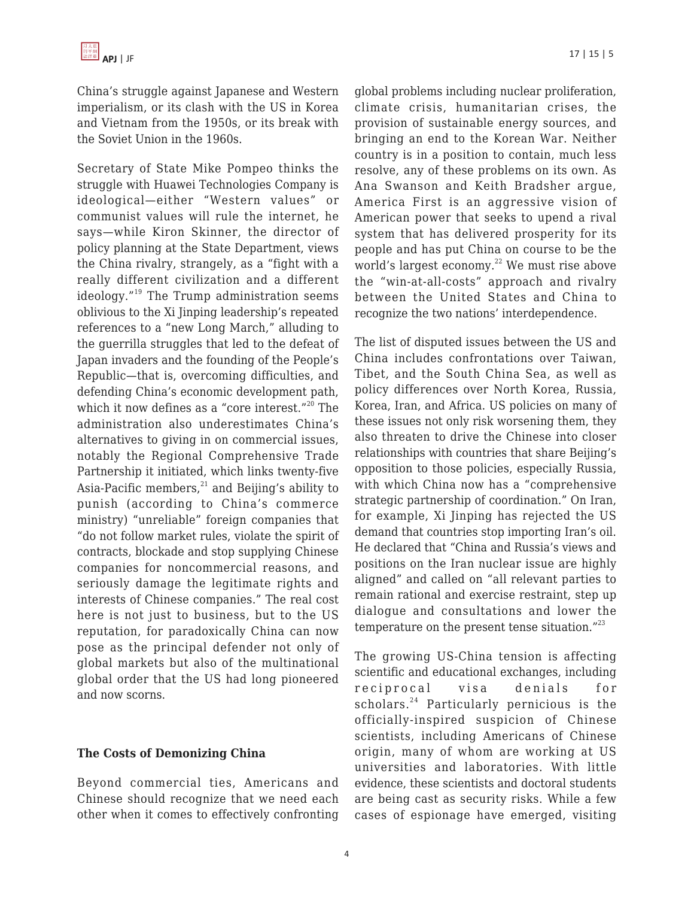China's struggle against Japanese and Western imperialism, or its clash with the US in Korea and Vietnam from the 1950s, or its break with the Soviet Union in the 1960s.

Secretary of State Mike Pompeo thinks the struggle with Huawei Technologies Company is ideological—either "Western values" or communist values will rule the internet, he says—while Kiron Skinner, the director of policy planning at the State Department, views the China rivalry, strangely, as a "fight with a really different civilization and a different ideology."[19] The Trump administration seems oblivious to the Xi Jinping leadership's repeated references to a "new Long March," alluding to the guerrilla struggles that led to the defeat of Japan invaders and the founding of the People's Republic—that is, overcoming difficulties, and defending China's economic development path, which it now defines as a "core interest."[20] The administration also underestimates China's alternatives to giving in on commercial issues, notably the Regional Comprehensive Trade Partnership it initiated, which links twenty-five Asia-Pacific members,[21] and Beijing's ability to punish (according to China's commerce ministry) "unreliable" foreign companies that "do not follow market rules, violate the spirit of contracts, blockade and stop supplying Chinese companies for noncommercial reasons, and seriously damage the legitimate rights and interests of Chinese companies." The real cost here is not just to business, but to the US reputation, for paradoxically China can now pose as the principal defender not only of global markets but also of the multinational global order that the US had long pioneered and now scorns.

## The Costs of Demonizing China

Beyond commercial ties, Americans and Chinese should recognize that we need each other when it comes to effectively confronting global problems including nuclear proliferation, climate crisis, humanitarian crises, the provision of sustainable energy sources, and bringing an end to the Korean War. Neither country is in a position to contain, much less resolve, any of these problems on its own. As Ana Swanson and Keith Bradsher argue, America First is an aggressive vision of American power that seeks to upend a rival system that has delivered prosperity for its people and has put China on course to be the world's largest economy.[22] We must rise above the "win-at-all-costs" approach and rivalry between the United States and China to recognize the two nations' interdependence.

The list of disputed issues between the US and China includes confrontations over Taiwan, Tibet, and the South China Sea, as well as policy differences over North Korea, Russia, Korea, Iran, and Africa. US policies on many of these issues not only risk worsening them, they also threaten to drive the Chinese into closer relationships with countries that share Beijing's opposition to those policies, especially Russia, with which China now has a "comprehensive strategic partnership of coordination." On Iran, for example, Xi Jinping has rejected the US demand that countries stop importing Iran's oil. He declared that "China and Russia's views and positions on the Iran nuclear issue are highly aligned" and called on "all relevant parties to remain rational and exercise restraint, step up dialogue and consultations and lower the temperature on the present tense situation."[23]

The growing US-China tension is affecting scientific and educational exchanges, including reciprocal visa denials for scholars.[24] Particularly pernicious is the officially-inspired suspicion of Chinese scientists, including Americans of Chinese origin, many of whom are working at US universities and laboratories. With little evidence, these scientists and doctoral students are being cast as security risks. While a few cases of espionage have emerged, visiting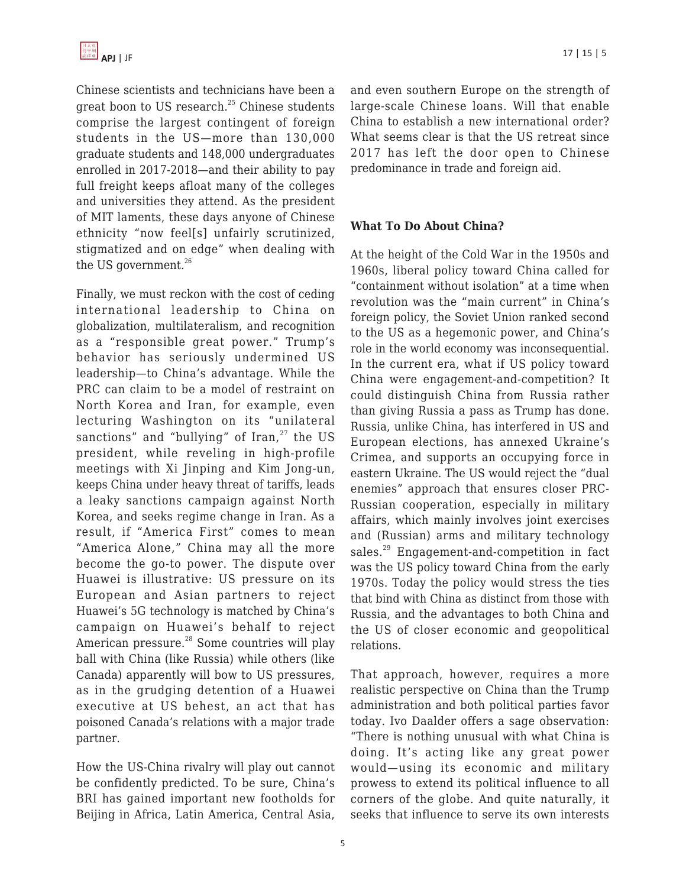Chinese scientists and technicians have been a great boon to US research.[25] Chinese students comprise the largest contingent of foreign students in the US—more than 130,000 graduate students and 148,000 undergraduates enrolled in 2017-2018—and their ability to pay full freight keeps afloat many of the colleges and universities they attend. As the president of MIT laments, these days anyone of Chinese ethnicity "now feel[s] unfairly scrutinized, stigmatized and on edge" when dealing with the US government.[26]

Finally, we must reckon with the cost of ceding international leadership to China on globalization, multilateralism, and recognition as a "responsible great power." Trump's behavior has seriously undermined US leadership—to China's advantage. While the PRC can claim to be a model of restraint on North Korea and Iran, for example, even lecturing Washington on its "unilateral sanctions" and "bullying" of Iran,[27] the US president, while reveling in high-profile meetings with Xi Jinping and Kim Jong-un, keeps China under heavy threat of tariffs, leads a leaky sanctions campaign against North Korea, and seeks regime change in Iran. As a result, if "America First" comes to mean "America Alone," China may all the more become the go-to power. The dispute over Huawei is illustrative: US pressure on its European and Asian partners to reject Huawei's 5G technology is matched by China's campaign on Huawei's behalf to reject American pressure.[28] Some countries will play ball with China (like Russia) while others (like Canada) apparently will bow to US pressures, as in the grudging detention of a Huawei executive at US behest, an act that has poisoned Canada's relations with a major trade partner.

How the US-China rivalry will play out cannot be confidently predicted. To be sure, China's BRI has gained important new footholds for Beijing in Africa, Latin America, Central Asia, and even southern Europe on the strength of large-scale Chinese loans. Will that enable China to establish a new international order? What seems clear is that the US retreat since 2017 has left the door open to Chinese predominance in trade and foreign aid.

## What To Do About China?

At the height of the Cold War in the 1950s and 1960s, liberal policy toward China called for "containment without isolation" at a time when revolution was the "main current" in China's foreign policy, the Soviet Union ranked second to the US as a hegemonic power, and China's role in the world economy was inconsequential. In the current era, what if US policy toward China were engagement-and-competition? It could distinguish China from Russia rather than giving Russia a pass as Trump has done. Russia, unlike China, has interfered in US and European elections, has annexed Ukraine's Crimea, and supports an occupying force in eastern Ukraine. The US would reject the "dual enemies" approach that ensures closer PRC-Russian cooperation, especially in military affairs, which mainly involves joint exercises and (Russian) arms and military technology sales.[29] Engagement-and-competition in fact was the US policy toward China from the early 1970s. Today the policy would stress the ties that bind with China as distinct from those with Russia, and the advantages to both China and the US of closer economic and geopolitical relations.

That approach, however, requires a more realistic perspective on China than the Trump administration and both political parties favor today. Ivo Daalder offers a sage observation: "There is nothing unusual with what China is doing. It's acting like any great power would—using its economic and military prowess to extend its political influence to all corners of the globe. And quite naturally, it seeks that influence to serve its own interests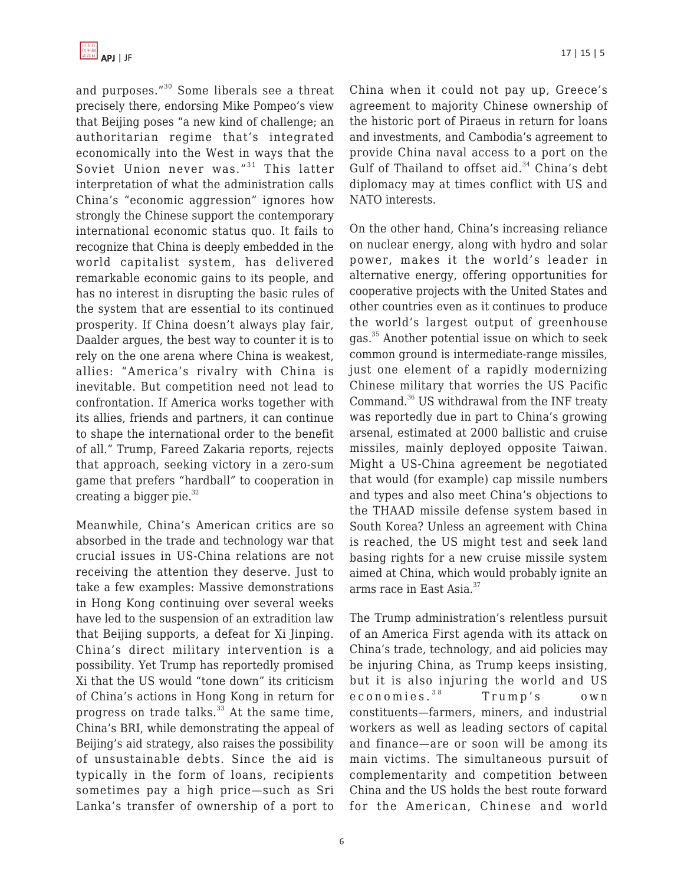and purposes."[30] Some liberals see a threat precisely there, endorsing Mike Pompeo's view that Beijing poses "a new kind of challenge; an authoritarian regime that's integrated economically into the West in ways that the Soviet Union never was."[31] This latter interpretation of what the administration calls China's "economic aggression" ignores how strongly the Chinese support the contemporary international economic status quo. It fails to recognize that China is deeply embedded in the world capitalist system, has delivered remarkable economic gains to its people, and has no interest in disrupting the basic rules of the system that are essential to its continued prosperity. If China doesn't always play fair, Daalder argues, the best way to counter it is to rely on the one arena where China is weakest, allies: "America's rivalry with China is inevitable. But competition need not lead to confrontation. If America works together with its allies, friends and partners, it can continue to shape the international order to the benefit of all." Trump, Fareed Zakaria reports, rejects that approach, seeking victory in a zero-sum game that prefers "hardball" to cooperation in creating a bigger pie.[32]

Meanwhile, China's American critics are so absorbed in the trade and technology war that crucial issues in US-China relations are not receiving the attention they deserve. Just to take a few examples: Massive demonstrations in Hong Kong continuing over several weeks have led to the suspension of an extradition law that Beijing supports, a defeat for Xi Jinping. China's direct military intervention is a possibility. Yet Trump has reportedly promised Xi that the US would "tone down" its criticism of China's actions in Hong Kong in return for progress on trade talks.[33] At the same time, China's BRI, while demonstrating the appeal of Beijing's aid strategy, also raises the possibility of unsustainable debts. Since the aid is typically in the form of loans, recipients sometimes pay a high price—such as Sri Lanka's transfer of ownership of a port to China when it could not pay up, Greece's agreement to majority Chinese ownership of the historic port of Piraeus in return for loans and investments, and Cambodia's agreement to provide China naval access to a port on the Gulf of Thailand to offset aid.[34] China's debt diplomacy may at times conflict with US and NATO interests.

On the other hand, China's increasing reliance on nuclear energy, along with hydro and solar power, makes it the world's leader in alternative energy, offering opportunities for cooperative projects with the United States and other countries even as it continues to produce the world's largest output of greenhouse gas.[35] Another potential issue on which to seek common ground is intermediate-range missiles, just one element of a rapidly modernizing Chinese military that worries the US Pacific Command.[36] US withdrawal from the INF treaty was reportedly due in part to China's growing arsenal, estimated at 2000 ballistic and cruise missiles, mainly deployed opposite Taiwan. Might a US-China agreement be negotiated that would (for example) cap missile numbers and types and also meet China's objections to the THAAD missile defense system based in South Korea? Unless an agreement with China is reached, the US might test and seek land basing rights for a new cruise missile system aimed at China, which would probably ignite an arms race in East Asia.[37]

The Trump administration's relentless pursuit of an America First agenda with its attack on China's trade, technology, and aid policies may be injuring China, as Trump keeps insisting, but it is also injuring the world and US economies.[38] Trump's own constituents—farmers, miners, and industrial workers as well as leading sectors of capital and finance—are or soon will be among its main victims. The simultaneous pursuit of complementarity and competition between China and the US holds the best route forward for the American, Chinese and world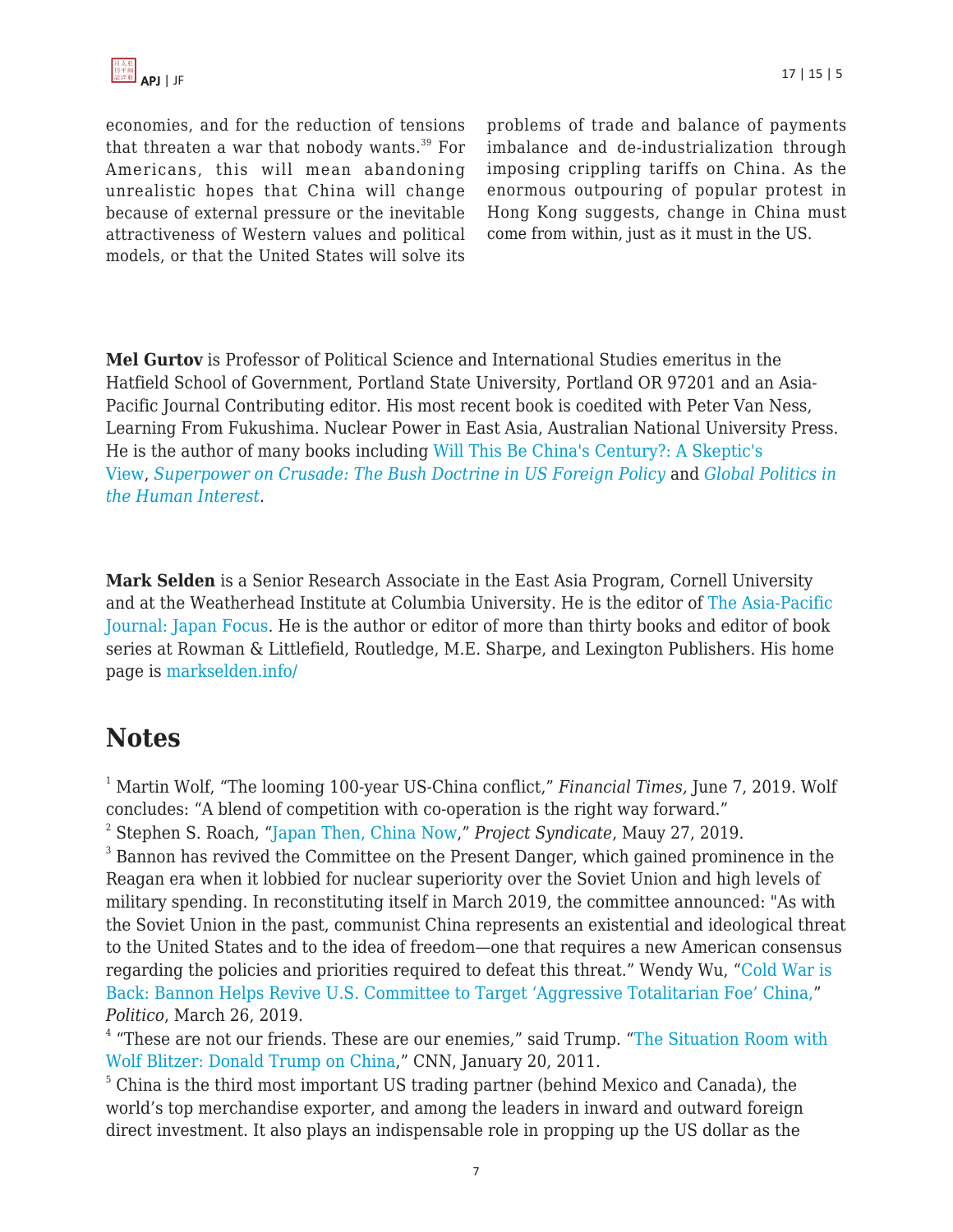economies, and for the reduction of tensions that threaten a war that nobody wants.[39] For Americans, this will mean abandoning unrealistic hopes that China will change because of external pressure or the inevitable attractiveness of Western values and political models, or that the United States will solve its problems of trade and balance of payments imbalance and de-industrialization through imposing crippling tariffs on China. As the enormous outpouring of popular protest in Hong Kong suggests, change in China must come from within, just as it must in the US.

**Mel Gurtov** is Professor of Political Science and International Studies emeritus in the Hatfield School of Government, Portland State University, Portland OR 97201 and an Asia-Pacific Journal Contributing editor. His most recent book is coedited with Peter Van Ness, Learning From Fukushima. Nuclear Power in East Asia, Australian National University Press. He is the author of many books including Will This Be China's Century?: A Skeptic's View, *Superpower on Crusade: The Bush Doctrine in US Foreign Policy* and *Global Politics in the Human Interest*.

**Mark Selden** is a Senior Research Associate in the East Asia Program, Cornell University and at the Weatherhead Institute at Columbia University. He is the editor of The Asia-Pacific Journal: Japan Focus. He is the author or editor of more than thirty books and editor of book series at Rowman & Littlefield, Routledge, M.E. Sharpe, and Lexington Publishers. His home page is markselden.info/

## Notes

[1] Martin Wolf, “The looming 100-year US-China conflict,” *Financial Times,* June 7, 2019. Wolf concludes: “A blend of competition with co-operation is the right way forward.”

[2] Stephen S. Roach, “Japan Then, China Now,” *Project Syndicate*, Mauy 27, 2019.

[3] Bannon has revived the Committee on the Present Danger, which gained prominence in the Reagan era when it lobbied for nuclear superiority over the Soviet Union and high levels of military spending. In reconstituting itself in March 2019, the committee announced: "As with the Soviet Union in the past, communist China represents an existential and ideological threat to the United States and to the idea of freedom—one that requires a new American consensus regarding the policies and priorities required to defeat this threat.” Wendy Wu, “Cold War is Back: Bannon Helps Revive U.S. Committee to Target ‘Aggressive Totalitarian Foe’ China,” *Politico*, March 26, 2019.

[4] “These are not our friends. These are our enemies,” said Trump. “The Situation Room with Wolf Blitzer: Donald Trump on China,” CNN, January 20, 2011.

[5] China is the third most important US trading partner (behind Mexico and Canada), the world’s top merchandise exporter, and among the leaders in inward and outward foreign direct investment. It also plays an indispensable role in propping up the US dollar as the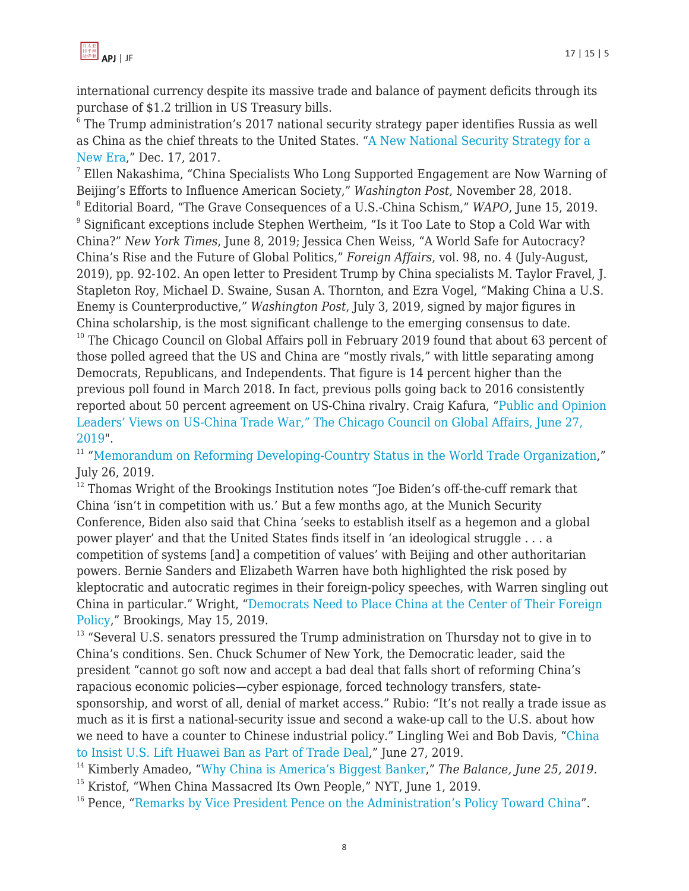international currency despite its massive trade and balance of payment deficits through its purchase of $1.2 trillion in US Treasury bills.

[6] The Trump administration's 2017 national security strategy paper identifies Russia as well as China as the chief threats to the United States. "A New National Security Strategy for a New Era," Dec. 17, 2017.

[7] Ellen Nakashima, "China Specialists Who Long Supported Engagement are Now Warning of Beijing's Efforts to Influence American Society," *Washington Post*, November 28, 2018.

[8] Editorial Board, "The Grave Consequences of a U.S.-China Schism," *WAPO*, June 15, 2019.

[9] Significant exceptions include Stephen Wertheim, "Is it Too Late to Stop a Cold War with China?" *New York Times*, June 8, 2019; Jessica Chen Weiss, "A World Safe for Autocracy? China's Rise and the Future of Global Politics," *Foreign Affairs*, vol. 98, no. 4 (July-August, 2019), pp. 92-102. An open letter to President Trump by China specialists M. Taylor Fravel, J. Stapleton Roy, Michael D. Swaine, Susan A. Thornton, and Ezra Vogel, "Making China a U.S. Enemy is Counterproductive," *Washington Post*, July 3, 2019, signed by major figures in China scholarship, is the most significant challenge to the emerging consensus to date.

[10] The Chicago Council on Global Affairs poll in February 2019 found that about 63 percent of those polled agreed that the US and China are "mostly rivals," with little separating among Democrats, Republicans, and Independents. That figure is 14 percent higher than the previous poll found in March 2018. In fact, previous polls going back to 2016 consistently reported about 50 percent agreement on US-China rivalry. Craig Kafura, "Public and Opinion Leaders' Views on US-China Trade War," The Chicago Council on Global Affairs, June 27, 2019".

[11] "Memorandum on Reforming Developing-Country Status in the World Trade Organization," July 26, 2019.

[12] Thomas Wright of the Brookings Institution notes "Joe Biden's off-the-cuff remark that China 'isn't in competition with us.' But a few months ago, at the Munich Security Conference, Biden also said that China 'seeks to establish itself as a hegemon and a global power player' and that the United States finds itself in 'an ideological struggle . . . a competition of systems [and] a competition of values' with Beijing and other authoritarian powers. Bernie Sanders and Elizabeth Warren have both highlighted the risk posed by kleptocratic and autocratic regimes in their foreign-policy speeches, with Warren singling out China in particular." Wright, "Democrats Need to Place China at the Center of Their Foreign Policy," Brookings, May 15, 2019.

[13] "Several U.S. senators pressured the Trump administration on Thursday not to give in to China's conditions. Sen. Chuck Schumer of New York, the Democratic leader, said the president "cannot go soft now and accept a bad deal that falls short of reforming China's rapacious economic policies—cyber espionage, forced technology transfers, state-sponsorship, and worst of all, denial of market access." Rubio: "It's not really a trade issue as much as it is first a national-security issue and second a wake-up call to the U.S. about how we need to have a counter to Chinese industrial policy." Lingling Wei and Bob Davis, "China to Insist U.S. Lift Huawei Ban as Part of Trade Deal," June 27, 2019.

[14] Kimberly Amadeo, "Why China is America's Biggest Banker," *The Balance, June 25, 2019.*

[15] Kristof, "When China Massacred Its Own People," NYT, June 1, 2019.

[16] Pence, "Remarks by Vice President Pence on the Administration's Policy Toward China".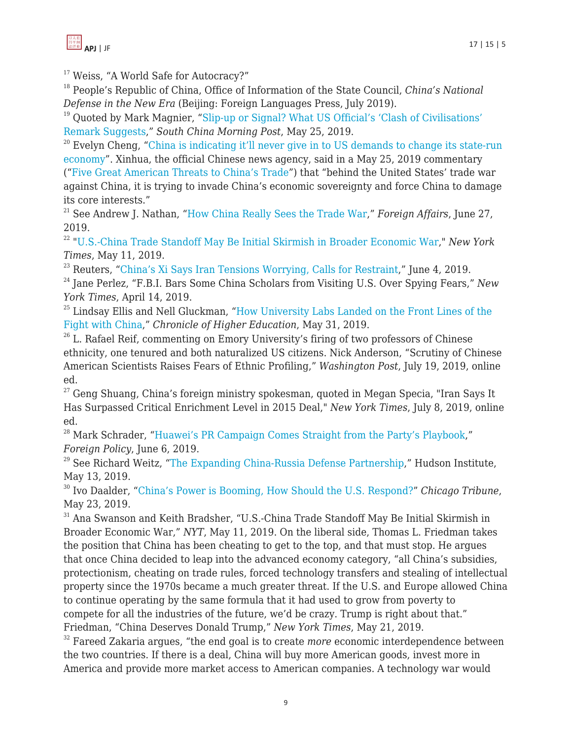[17] Weiss, "A World Safe for Autocracy?"

[18] People's Republic of China, Office of Information of the State Council, *China's National Defense in the New Era* (Beijing: Foreign Languages Press, July 2019).

[19] Quoted by Mark Magnier, "Slip-up or Signal? What US Official's 'Clash of Civilisations' Remark Suggests," *South China Morning Post*, May 25, 2019.

[20] Evelyn Cheng, "China is indicating it'll never give in to US demands to change its state-run economy". Xinhua, the official Chinese news agency, said in a May 25, 2019 commentary ("Five Great American Threats to China's Trade") that "behind the United States' trade war against China, it is trying to invade China's economic sovereignty and force China to damage its core interests."

[21] See Andrew J. Nathan, "How China Really Sees the Trade War," *Foreign Affairs*, June 27, 2019.

[22] "U.S.-China Trade Standoff May Be Initial Skirmish in Broader Economic War," *New York Times*, May 11, 2019.

[23] Reuters, "China's Xi Says Iran Tensions Worrying, Calls for Restraint," June 4, 2019.

[24] Jane Perlez, "F.B.I. Bars Some China Scholars from Visiting U.S. Over Spying Fears," *New York Times*, April 14, 2019.

[25] Lindsay Ellis and Nell Gluckman, "How University Labs Landed on the Front Lines of the Fight with China," *Chronicle of Higher Education*, May 31, 2019.

[26] L. Rafael Reif, commenting on Emory University's firing of two professors of Chinese ethnicity, one tenured and both naturalized US citizens. Nick Anderson, "Scrutiny of Chinese American Scientists Raises Fears of Ethnic Profiling," *Washington Post*, July 19, 2019, online ed.

[27] Geng Shuang, China's foreign ministry spokesman, quoted in Megan Specia, "Iran Says It Has Surpassed Critical Enrichment Level in 2015 Deal," *New York Times*, July 8, 2019, online ed.

[28] Mark Schrader, "Huawei's PR Campaign Comes Straight from the Party's Playbook," *Foreign Policy*, June 6, 2019.

[29] See Richard Weitz, "The Expanding China-Russia Defense Partnership," Hudson Institute, May 13, 2019.

[30] Ivo Daalder, "China's Power is Booming, How Should the U.S. Respond?" *Chicago Tribune*, May 23, 2019.

[31] Ana Swanson and Keith Bradsher, "U.S.-China Trade Standoff May Be Initial Skirmish in Broader Economic War," *NYT*, May 11, 2019. On the liberal side, Thomas L. Friedman takes the position that China has been cheating to get to the top, and that must stop. He argues that once China decided to leap into the advanced economy category, "all China's subsidies, protectionism, cheating on trade rules, forced technology transfers and stealing of intellectual property since the 1970s became a much greater threat. If the U.S. and Europe allowed China to continue operating by the same formula that it had used to grow from poverty to compete for all the industries of the future, we'd be crazy. Trump is right about that." Friedman, "China Deserves Donald Trump," *New York Times*, May 21, 2019.

[32] Fareed Zakaria argues, "the end goal is to create *more* economic interdependence between the two countries. If there is a deal, China will buy more American goods, invest more in America and provide more market access to American companies. A technology war would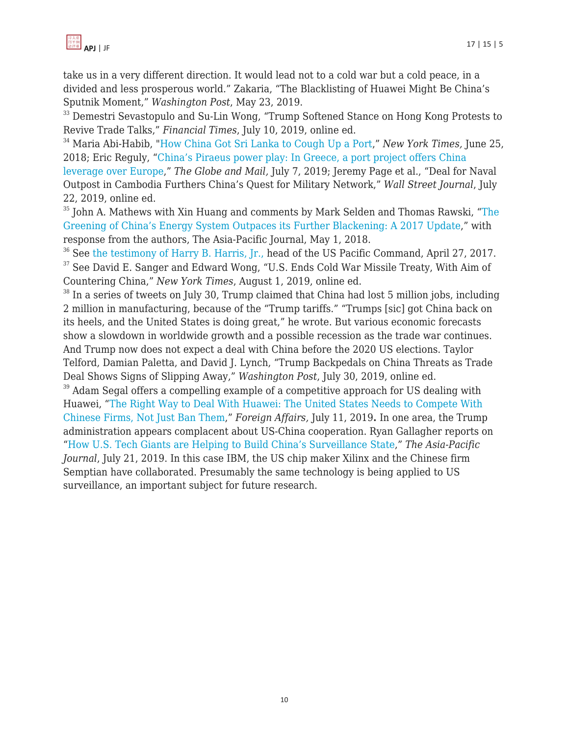take us in a very different direction. It would lead not to a cold war but a cold peace, in a divided and less prosperous world." Zakaria, "The Blacklisting of Huawei Might Be China's Sputnik Moment," *Washington Post*, May 23, 2019.

[33] Demestri Sevastopulo and Su-Lin Wong, "Trump Softened Stance on Hong Kong Protests to Revive Trade Talks," *Financial Times*, July 10, 2019, online ed.

[34] Maria Abi-Habib, "How China Got Sri Lanka to Cough Up a Port," *New York Times*, June 25, 2018; Eric Reguly, "China's Piraeus power play: In Greece, a port project offers China leverage over Europe," *The Globe and Mail*, July 7, 2019; Jeremy Page et al., "Deal for Naval Outpost in Cambodia Furthers China's Quest for Military Network," *Wall Street Journal*, July 22, 2019, online ed.

[35] John A. Mathews with Xin Huang and comments by Mark Selden and Thomas Rawski, "The Greening of China's Energy System Outpaces its Further Blackening: A 2017 Update," with response from the authors, The Asia-Pacific Journal, May 1, 2018.

[36] See the testimony of Harry B. Harris, Jr., head of the US Pacific Command, April 27, 2017.

[37] See David E. Sanger and Edward Wong, "U.S. Ends Cold War Missile Treaty, With Aim of Countering China," *New York Times*, August 1, 2019, online ed.

[38] In a series of tweets on July 30, Trump claimed that China had lost 5 million jobs, including 2 million in manufacturing, because of the "Trump tariffs." "Trumps [sic] got China back on its heels, and the United States is doing great," he wrote. But various economic forecasts show a slowdown in worldwide growth and a possible recession as the trade war continues. And Trump now does not expect a deal with China before the 2020 US elections. Taylor Telford, Damian Paletta, and David J. Lynch, "Trump Backpedals on China Threats as Trade Deal Shows Signs of Slipping Away," *Washington Post*, July 30, 2019, online ed.

[39] Adam Segal offers a compelling example of a competitive approach for US dealing with Huawei, "The Right Way to Deal With Huawei: The United States Needs to Compete With Chinese Firms, Not Just Ban Them," *Foreign Affairs,* July 11, 2019**.** In one area, the Trump administration appears complacent about US-China cooperation. Ryan Gallagher reports on "How U.S. Tech Giants are Helping to Build China's Surveillance State," *The Asia-Pacific Journal*, July 21, 2019. In this case IBM, the US chip maker Xilinx and the Chinese firm Semptian have collaborated. Presumably the same technology is being applied to US surveillance, an important subject for future research.